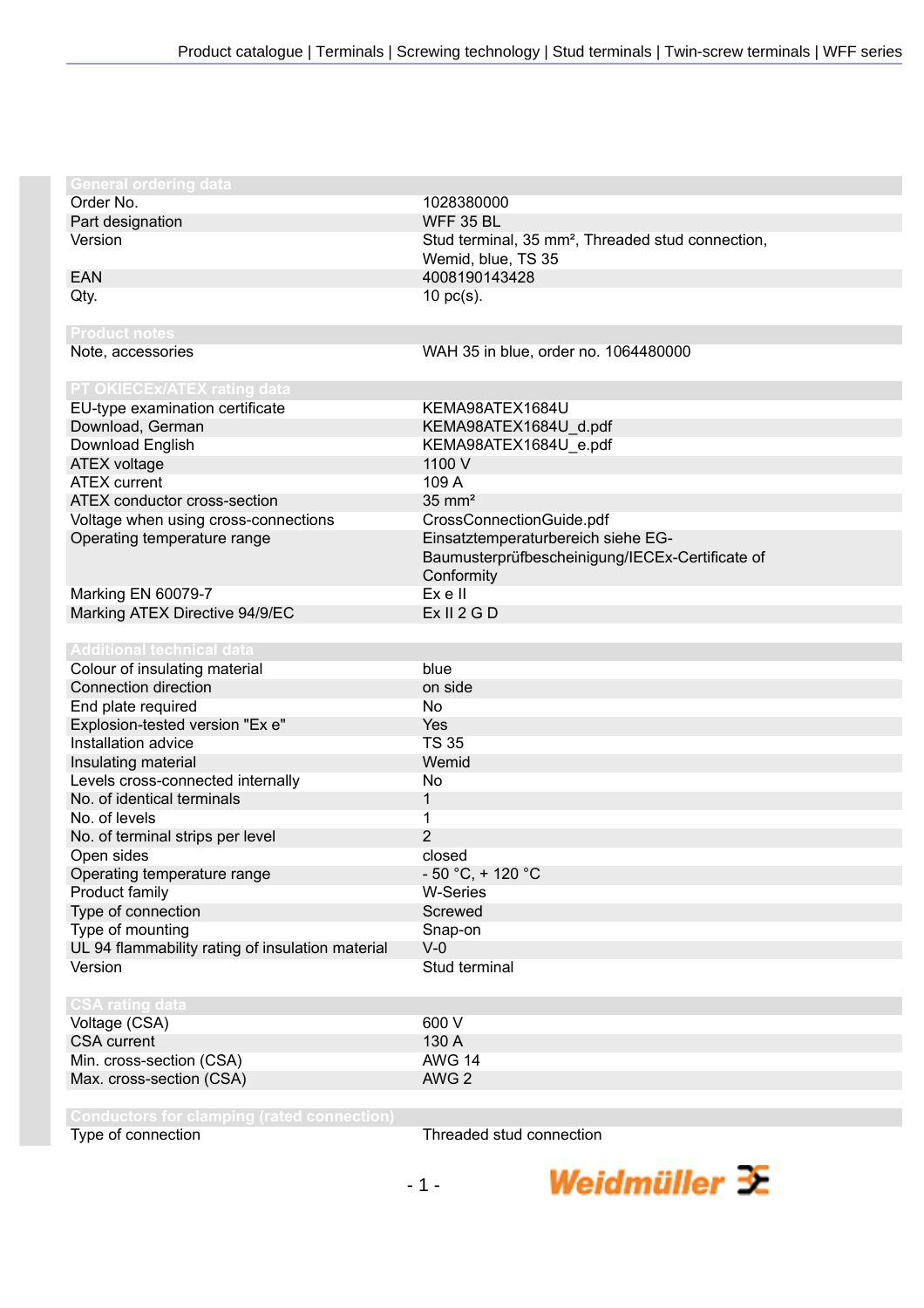## General ordering data

| | |
|---|---|
| Order No. | 1028380000 |
| Part designation | WFF 35 BL |
| Version | Stud terminal, 35 mm², Threaded stud connection, Wemid, blue, TS 35 |
| EAN | 4008190143428 |
| Qty. | 10 pc(s). |

## Product notes

| | |
|---|---|
| Note, accessories | WAH 35 in blue, order no. 1064480000 |

## PT OKIECEx/ATEX rating data

| | |
|---|---|
| EU-type examination certificate | KEMA98ATEX1684U |
| Download, German | KEMA98ATEX1684U_d.pdf |
| Download English | KEMA98ATEX1684U_e.pdf |
| ATEX voltage | 1100 V |
| ATEX current | 109 A |
| ATEX conductor cross-section | 35 mm² |
| Voltage when using cross-connections | CrossConnectionGuide.pdf |
| Operating temperature range | Einsatztemperaturbereich siehe EG-Baumusterprüfbescheinigung/IECEx-Certificate of Conformity |
| Marking EN 60079-7 | Ex e II |
| Marking ATEX Directive 94/9/EC | Ex II 2 G D |

## Additional technical data

| | |
|---|---|
| Colour of insulating material | blue |
| Connection direction | on side |
| End plate required | No |
| Explosion-tested version "Ex e" | Yes |
| Installation advice | TS 35 |
| Insulating material | Wemid |
| Levels cross-connected internally | No |
| No. of identical terminals | 1 |
| No. of levels | 1 |
| No. of terminal strips per level | 2 |
| Open sides | closed |
| Operating temperature range | - 50 °C, + 120 °C |
| Product family | W-Series |
| Type of connection | Screwed |
| Type of mounting | Snap-on |
| UL 94 flammability rating of insulation material | V-0 |
| Version | Stud terminal |

## CSA rating data

| | |
|---|---|
| Voltage (CSA) | 600 V |
| CSA current | 130 A |
| Min. cross-section (CSA) | AWG 14 |
| Max. cross-section (CSA) | AWG 2 |

## Conductors for clamping (rated connection)

| | |
|---|---|
| Type of connection | Threaded stud connection |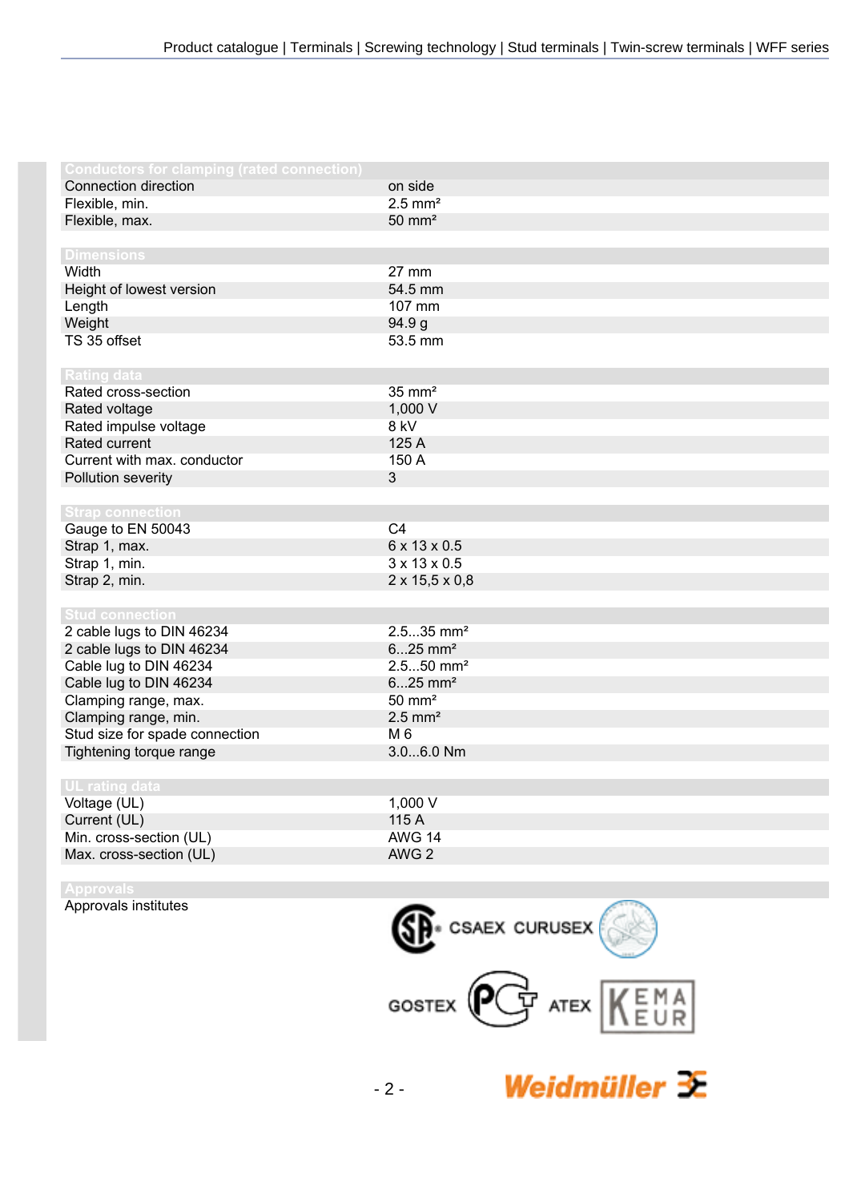| Conductors for clamping (rated connection) | |
|---|---|
| Connection direction | on side |
| Flexible, min. | 2.5 mm² |
| Flexible, max. | 50 mm² |

| Dimensions | |
|---|---|
| Width | 27 mm |
| Height of lowest version | 54.5 mm |
| Length | 107 mm |
| Weight | 94.9 g |
| TS 35 offset | 53.5 mm |

| Rating data | |
|---|---|
| Rated cross-section | 35 mm² |
| Rated voltage | 1,000 V |
| Rated impulse voltage | 8 kV |
| Rated current | 125 A |
| Current with max. conductor | 150 A |
| Pollution severity | 3 |

| Strap connection | |
|---|---|
| Gauge to EN 50043 | C4 |
| Strap 1, max. | 6 x 13 x 0.5 |
| Strap 1, min. | 3 x 13 x 0.5 |
| Strap 2, min. | 2 x 15,5 x 0,8 |

| Stud connection | |
|---|---|
| 2 cable lugs to DIN 46234 | 2.5...35 mm² |
| 2 cable lugs to DIN 46234 | 6...25 mm² |
| Cable lug to DIN 46234 | 2.5...50 mm² |
| Cable lug to DIN 46234 | 6...25 mm² |
| Clamping range, max. | 50 mm² |
| Clamping range, min. | 2.5 mm² |
| Stud size for spade connection | M 6 |
| Tightening torque range | 3.0...6.0 Nm |

| UL rating data | |
|---|---|
| Voltage (UL) | 1,000 V |
| Current (UL) | 115 A |
| Min. cross-section (UL) | AWG 14 |
| Max. cross-section (UL) | AWG 2 |

| Approvals | |
|---|---|
| Approvals institutes | CSAEX CURUSEX GOSTEX ATEX |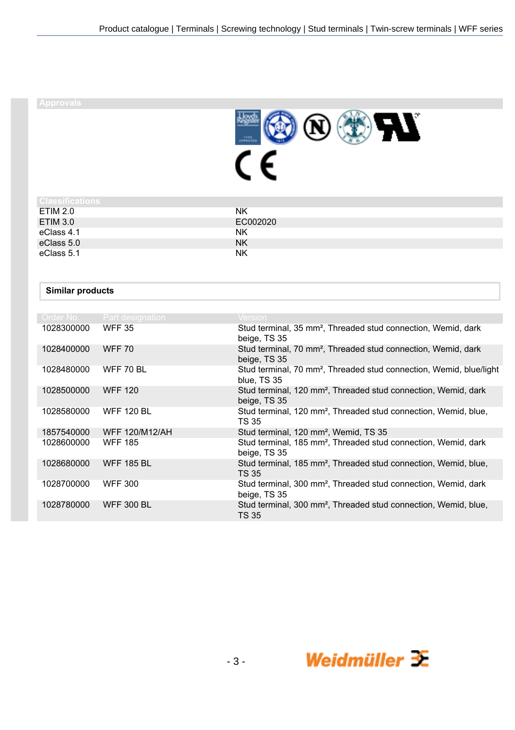## Approvals

## Classifications

| | |
|---|---|
| ETIM 2.0 | NK |
| ETIM 3.0 | EC002020 |
| eClass 4.1 | NK |
| eClass 5.0 | NK |
| eClass 5.1 | NK |

## Similar products

| Order No. | Part designation | Version |
|---|---|---|
| 1028300000 | WFF 35 | Stud terminal, 35 mm², Threaded stud connection, Wemid, dark beige, TS 35 |
| 1028400000 | WFF 70 | Stud terminal, 70 mm², Threaded stud connection, Wemid, dark beige, TS 35 |
| 1028480000 | WFF 70 BL | Stud terminal, 70 mm², Threaded stud connection, Wemid, blue/light blue, TS 35 |
| 1028500000 | WFF 120 | Stud terminal, 120 mm², Threaded stud connection, Wemid, dark beige, TS 35 |
| 1028580000 | WFF 120 BL | Stud terminal, 120 mm², Threaded stud connection, Wemid, blue, TS 35 |
| 1857540000 | WFF 120/M12/AH | Stud terminal, 120 mm², Wemid, TS 35 |
| 1028600000 | WFF 185 | Stud terminal, 185 mm², Threaded stud connection, Wemid, dark beige, TS 35 |
| 1028680000 | WFF 185 BL | Stud terminal, 185 mm², Threaded stud connection, Wemid, blue, TS 35 |
| 1028700000 | WFF 300 | Stud terminal, 300 mm², Threaded stud connection, Wemid, dark beige, TS 35 |
| 1028780000 | WFF 300 BL | Stud terminal, 300 mm², Threaded stud connection, Wemid, blue, TS 35 |